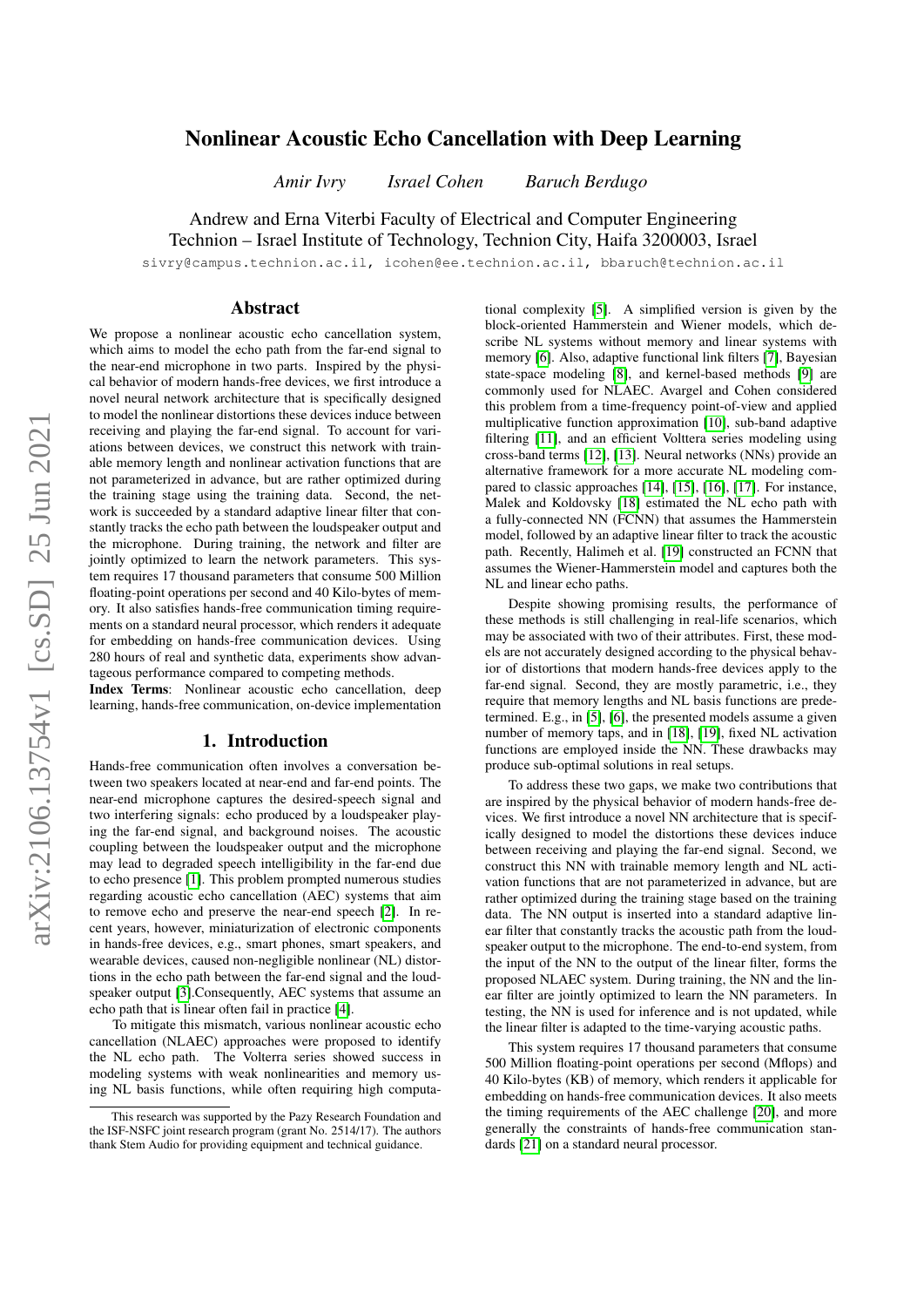# Nonlinear Acoustic Echo Cancellation with Deep Learning

*Amir Ivry* *Israel Cohen* *Baruch Berdugo*

Andrew and Erna Viterbi Faculty of Electrical and Computer Engineering
Technion – Israel Institute of Technology, Technion City, Haifa 3200003, Israel

sivry@campus.technion.ac.il, icohen@ee.technion.ac.il, bbaruch@technion.ac.il

## Abstract

We propose a nonlinear acoustic echo cancellation system, which aims to model the echo path from the far-end signal to the near-end microphone in two parts. Inspired by the physical behavior of modern hands-free devices, we first introduce a novel neural network architecture that is specifically designed to model the nonlinear distortions these devices induce between receiving and playing the far-end signal. To account for variations between devices, we construct this network with trainable memory length and nonlinear activation functions that are not parameterized in advance, but are rather optimized during the training stage using the training data. Second, the network is succeeded by a standard adaptive linear filter that constantly tracks the echo path between the loudspeaker output and the microphone. During training, the network and filter are jointly optimized to learn the network parameters. This system requires 17 thousand parameters that consume 500 Million floating-point operations per second and 40 Kilo-bytes of memory. It also satisfies hands-free communication timing requirements on a standard neural processor, which renders it adequate for embedding on hands-free communication devices. Using 280 hours of real and synthetic data, experiments show advantageous performance compared to competing methods.

**Index Terms**: Nonlinear acoustic echo cancellation, deep learning, hands-free communication, on-device implementation

## 1. Introduction

Hands-free communication often involves a conversation between two speakers located at near-end and far-end points. The near-end microphone captures the desired-speech signal and two interfering signals: echo produced by a loudspeaker playing the far-end signal, and background noises. The acoustic coupling between the loudspeaker output and the microphone may lead to degraded speech intelligibility in the far-end due to echo presence [1]. This problem prompted numerous studies regarding acoustic echo cancellation (AEC) systems that aim to remove echo and preserve the near-end speech [2]. In recent years, however, miniaturization of electronic components in hands-free devices, e.g., smart phones, smart speakers, and wearable devices, caused non-negligible nonlinear (NL) distortions in the echo path between the far-end signal and the loudspeaker output [3].Consequently, AEC systems that assume an echo path that is linear often fail in practice [4].

To mitigate this mismatch, various nonlinear acoustic echo cancellation (NLAEC) approaches were proposed to identify the NL echo path. The Volterra series showed success in modeling systems with weak nonlinearities and memory using NL basis functions, while often requiring high computational complexity [5]. A simplified version is given by the block-oriented Hammerstein and Wiener models, which describe NL systems without memory and linear systems with memory [6]. Also, adaptive functional link filters [7], Bayesian state-space modeling [8], and kernel-based methods [9] are commonly used for NLAEC. Avargel and Cohen considered this problem from a time-frequency point-of-view and applied multiplicative function approximation [10], sub-band adaptive filtering [11], and an efficient Volterra series modeling using cross-band terms [12], [13]. Neural networks (NNs) provide an alternative framework for a more accurate NL modeling compared to classic approaches [14], [15], [16], [17]. For instance, Malek and Koldovsky [18] estimated the NL echo path with a fully-connected NN (FCNN) that assumes the Hammerstein model, followed by an adaptive linear filter to track the acoustic path. Recently, Halimeh et al. [19] constructed an FCNN that assumes the Wiener-Hammerstein model and captures both the NL and linear echo paths.

Despite showing promising results, the performance of these methods is still challenging in real-life scenarios, which may be associated with two of their attributes. First, these models are not accurately designed according to the physical behavior of distortions that modern hands-free devices apply to the far-end signal. Second, they are mostly parametric, i.e., they require that memory lengths and NL basis functions are predetermined. E.g., in [5], [6], the presented models assume a given number of memory taps, and in [18], [19], fixed NL activation functions are employed inside the NN. These drawbacks may produce sub-optimal solutions in real setups.

To address these two gaps, we make two contributions that are inspired by the physical behavior of modern hands-free devices. We first introduce a novel NN architecture that is specifically designed to model the distortions these devices induce between receiving and playing the far-end signal. Second, we construct this NN with trainable memory length and NL activation functions that are not parameterized in advance, but are rather optimized during the training stage based on the training data. The NN output is inserted into a standard adaptive linear filter that constantly tracks the acoustic path from the loudspeaker output to the microphone. The end-to-end system, from the input of the NN to the output of the linear filter, forms the proposed NLAEC system. During training, the NN and the linear filter are jointly optimized to learn the NN parameters. In testing, the NN is used for inference and is not updated, while the linear filter is adapted to the time-varying acoustic paths.

This system requires 17 thousand parameters that consume 500 Million floating-point operations per second (Mflops) and 40 Kilo-bytes (KB) of memory, which renders it applicable for embedding on hands-free communication devices. It also meets the timing requirements of the AEC challenge [20], and more generally the constraints of hands-free communication standards [21] on a standard neural processor.

This research was supported by the Pazy Research Foundation and the ISF-NSFC joint research program (grant No. 2514/17). The authors thank Stem Audio for providing equipment and technical guidance.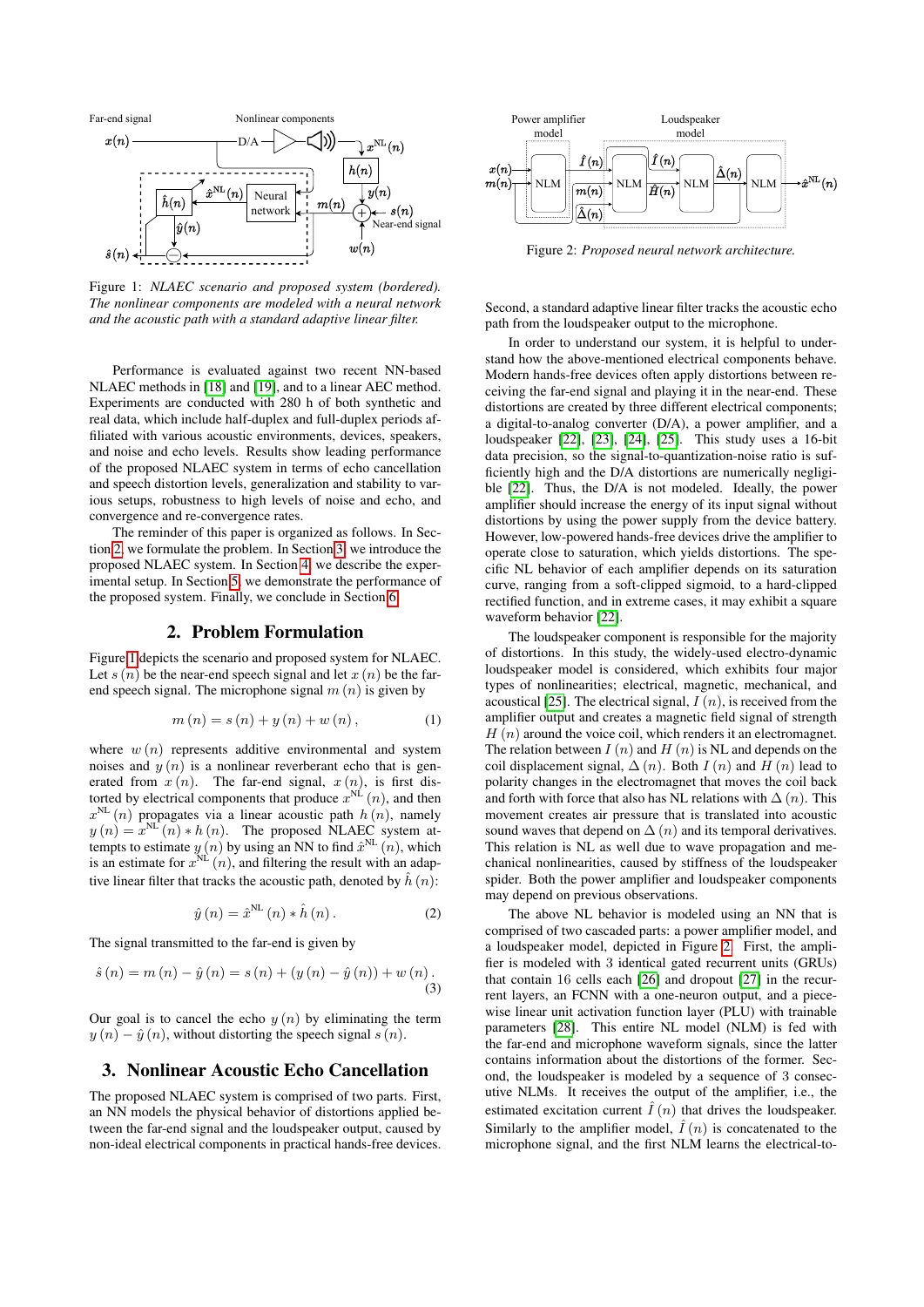Figure 1: *NLAEC scenario and proposed system (bordered). The nonlinear components are modeled with a neural network and the acoustic path with a standard adaptive linear filter.*

Performance is evaluated against two recent NN-based NLAEC methods in [18] and [19], and to a linear AEC method. Experiments are conducted with 280 h of both synthetic and real data, which include half-duplex and full-duplex periods affiliated with various acoustic environments, devices, speakers, and noise and echo levels. Results show leading performance of the proposed NLAEC system in terms of echo cancellation and speech distortion levels, generalization and stability to various setups, robustness to high levels of noise and echo, and convergence and re-convergence rates.

The reminder of this paper is organized as follows. In Section 2, we formulate the problem. In Section 3, we introduce the proposed NLAEC system. In Section 4, we describe the experimental setup. In Section 5, we demonstrate the performance of the proposed system. Finally, we conclude in Section 6.

## 2. Problem Formulation

Figure 1 depicts the scenario and proposed system for NLAEC. Let $s(n)$ be the near-end speech signal and let $x(n)$ be the far-end speech signal. The microphone signal $m(n)$ is given by

$$m(n) = s(n) + y(n) + w(n), \tag{1}$$

where $w(n)$ represents additive environmental and system noises and $y(n)$ is a nonlinear reverberant echo that is generated from $x(n)$. The far-end signal, $x(n)$, is first distorted by electrical components that produce $x^{\mathrm{NL}}(n)$, and then $x^{\mathrm{NL}}(n)$ propagates via a linear acoustic path $h(n)$, namely $y(n) = x^{\mathrm{NL}}(n) * h(n)$. The proposed NLAEC system attempts to estimate $y(n)$ by using an NN to find $\hat{x}^{\mathrm{NL}}(n)$, which is an estimate for $x^{\mathrm{NL}}(n)$, and filtering the result with an adaptive linear filter that tracks the acoustic path, denoted by $\hat{h}(n)$:

$$\hat{y}(n) = \hat{x}^{\mathrm{NL}}(n) * \hat{h}(n). \tag{2}$$

The signal transmitted to the far-end is given by

$$\hat{s}(n) = m(n) - \hat{y}(n) = s(n) + (y(n) - \hat{y}(n)) + w(n). \tag{3}$$

Our goal is to cancel the echo $y(n)$ by eliminating the term $y(n) - \hat{y}(n)$, without distorting the speech signal $s(n)$.

## 3. Nonlinear Acoustic Echo Cancellation

The proposed NLAEC system is comprised of two parts. First, an NN models the physical behavior of distortions applied between the far-end signal and the loudspeaker output, caused by non-ideal electrical components in practical hands-free devices.

Figure 2: *Proposed neural network architecture.*

Second, a standard adaptive linear filter tracks the acoustic echo path from the loudspeaker output to the microphone.

In order to understand our system, it is helpful to understand how the above-mentioned electrical components behave. Modern hands-free devices often apply distortions between receiving the far-end signal and playing it in the near-end. These distortions are created by three different electrical components; a digital-to-analog converter (D/A), a power amplifier, and a loudspeaker [22], [23], [24], [25]. This study uses a 16-bit data precision, so the signal-to-quantization-noise ratio is sufficiently high and the D/A distortions are numerically negligible [22]. Thus, the D/A is not modeled. Ideally, the power amplifier should increase the energy of its input signal without distortions by using the power supply from the device battery. However, low-powered hands-free devices drive the amplifier to operate close to saturation, which yields distortions. The specific NL behavior of each amplifier depends on its saturation curve, ranging from a soft-clipped sigmoid, to a hard-clipped rectified function, and in extreme cases, it may exhibit a square waveform behavior [22].

The loudspeaker component is responsible for the majority of distortions. In this study, the widely-used electro-dynamic loudspeaker model is considered, which exhibits four major types of nonlinearities; electrical, magnetic, mechanical, and acoustical [25]. The electrical signal, $I(n)$, is received from the amplifier output and creates a magnetic field signal of strength $H(n)$ around the voice coil, which renders it an electromagnet. The relation between $I(n)$ and $H(n)$ is NL and depends on the coil displacement signal, $\Delta(n)$. Both $I(n)$ and $H(n)$ lead to polarity changes in the electromagnet that moves the coil back and forth with force that also has NL relations with $\Delta(n)$. This movement creates air pressure that is translated into acoustic sound waves that depend on $\Delta(n)$ and its temporal derivatives. This relation is NL as well due to wave propagation and mechanical nonlinearities, caused by stiffness of the loudspeaker spider. Both the power amplifier and loudspeaker components may depend on previous observations.

The above NL behavior is modeled using an NN that is comprised of two cascaded parts: a power amplifier model, and a loudspeaker model, depicted in Figure 2. First, the amplifier is modeled with 3 identical gated recurrent units (GRUs) that contain 16 cells each [26] and dropout [27] in the recurrent layers, an FCNN with a one-neuron output, and a piecewise linear unit activation function layer (PLU) with trainable parameters [28]. This entire NL model (NLM) is fed with the far-end and microphone waveform signals, since the latter contains information about the distortions of the former. Second, the loudspeaker is modeled by a sequence of 3 consecutive NLMs. It receives the output of the amplifier, i.e., the estimated excitation current $\hat{I}(n)$ that drives the loudspeaker. Similarly to the amplifier model, $\hat{I}(n)$ is concatenated to the microphone signal, and the first NLM learns the electrical-to-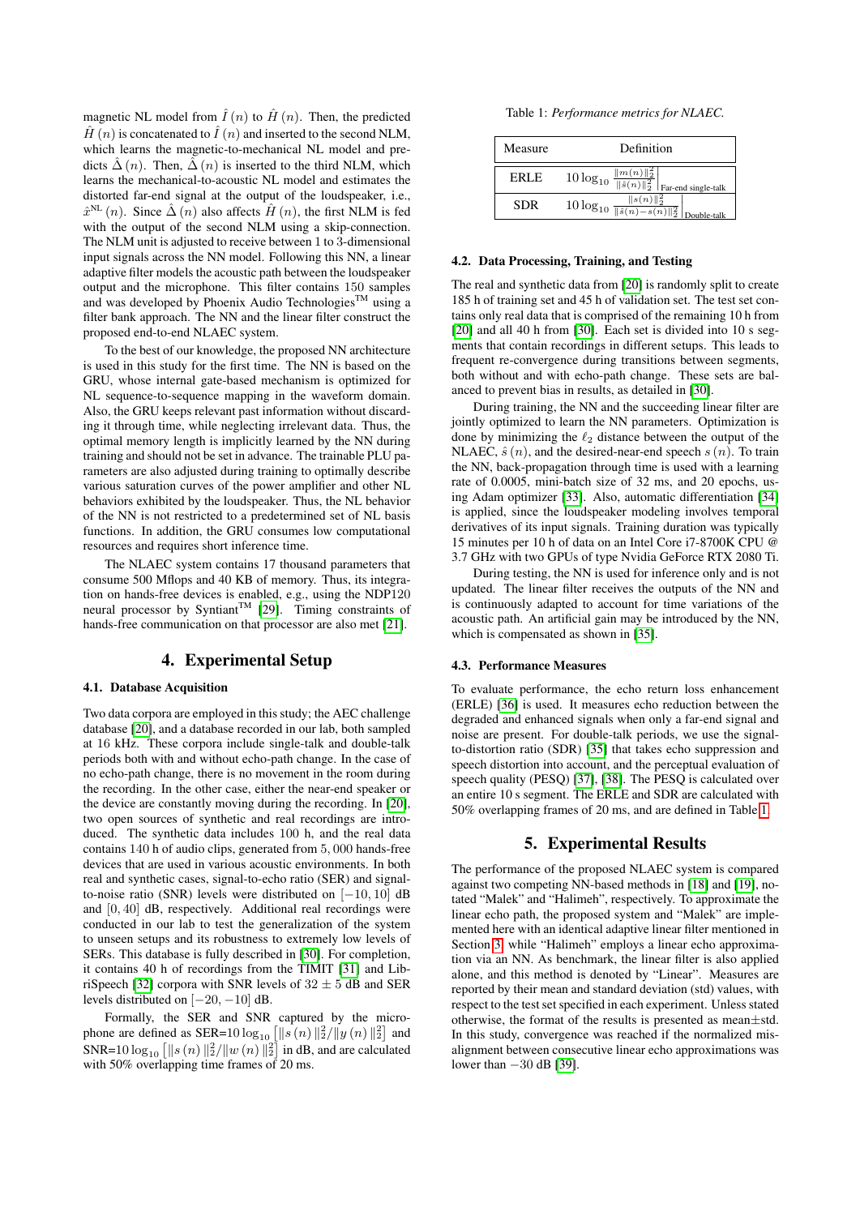magnetic NL model from $\hat{I}(n)$ to $\hat{H}(n)$. Then, the predicted $\hat{H}(n)$ is concatenated to $\hat{I}(n)$ and inserted to the second NLM, which learns the magnetic-to-mechanical NL model and predicts $\hat{\Delta}(n)$. Then, $\hat{\Delta}(n)$ is inserted to the third NLM, which learns the mechanical-to-acoustic NL model and estimates the distorted far-end signal at the output of the loudspeaker, i.e., $\hat{x}^{\mathrm{NL}}(n)$. Since $\hat{\Delta}(n)$ also affects $\hat{H}(n)$, the first NLM is fed with the output of the second NLM using a skip-connection. The NLM unit is adjusted to receive between 1 to 3-dimensional input signals across the NN model. Following this NN, a linear adaptive filter models the acoustic path between the loudspeaker output and the microphone. This filter contains 150 samples and was developed by Phoenix Audio Technologies™ using a filter bank approach. The NN and the linear filter construct the proposed end-to-end NLAEC system.

To the best of our knowledge, the proposed NN architecture is used in this study for the first time. The NN is based on the GRU, whose internal gate-based mechanism is optimized for NL sequence-to-sequence mapping in the waveform domain. Also, the GRU keeps relevant past information without discarding it through time, while neglecting irrelevant data. Thus, the optimal memory length is implicitly learned by the NN during training and should not be set in advance. The trainable PLU parameters are also adjusted during training to optimally describe various saturation curves of the power amplifier and other NL behaviors exhibited by the loudspeaker. Thus, the NL behavior of the NN is not restricted to a predetermined set of NL basis functions. In addition, the GRU consumes low computational resources and requires short inference time.

The NLAEC system contains 17 thousand parameters that consume 500 Mflops and 40 KB of memory. Thus, its integration on hands-free devices is enabled, e.g., using the NDP120 neural processor by Syntiant™ [29]. Timing constraints of hands-free communication on that processor are also met [21].

# 4. Experimental Setup

### 4.1. Database Acquisition

Two data corpora are employed in this study; the AEC challenge database [20], and a database recorded in our lab, both sampled at 16 kHz. These corpora include single-talk and double-talk periods both with and without echo-path change. In the case of no echo-path change, there is no movement in the room during the recording. In the other case, either the near-end speaker or the device are constantly moving during the recording. In [20], two open sources of synthetic and real recordings are introduced. The synthetic data includes 100 h, and the real data contains 140 h of audio clips, generated from 5,000 hands-free devices that are used in various acoustic environments. In both real and synthetic cases, signal-to-echo ratio (SER) and signal-to-noise ratio (SNR) levels were distributed on $[-10, 10]$ dB and $[0, 40]$ dB, respectively. Additional real recordings were conducted in our lab to test the generalization of the system to unseen setups and its robustness to extremely low levels of SERs. This database is fully described in [30]. For completion, it contains 40 h of recordings from the TIMIT [31] and LibriSpeech [32] corpora with SNR levels of $32 \pm 5$ dB and SER levels distributed on $[-20, -10]$ dB.

Formally, the SER and SNR captured by the microphone are defined as SER$=10\log_{10}\left[\|s(n)\|_2^2/\|y(n)\|_2^2\right]$ and SNR$=10\log_{10}\left[\|s(n)\|_2^2/\|w(n)\|_2^2\right]$ in dB, and are calculated with 50% overlapping time frames of 20 ms.

Table 1: *Performance metrics for NLAEC.*

| Measure | Definition |
|---|---|
| ERLE | $10\log_{10} \left.\frac{\|m(n)\|_2^2}{\|\hat{s}(n)\|_2^2}\right\|_{\text{Far-end single-talk}}$ |
| SDR | $10\log_{10} \left.\frac{\|s(n)\|_2^2}{\|\hat{s}(n)-s(n)\|_2^2}\right\|_{\text{Double-talk}}$ |

### 4.2. Data Processing, Training, and Testing

The real and synthetic data from [20] is randomly split to create 185 h of training set and 45 h of validation set. The test set contains only real data that is comprised of the remaining 10 h from [20] and all 40 h from [30]. Each set is divided into 10 s segments that contain recordings in different setups. This leads to frequent re-convergence during transitions between segments, both without and with echo-path change. These sets are balanced to prevent bias in results, as detailed in [30].

During training, the NN and the succeeding linear filter are jointly optimized to learn the NN parameters. Optimization is done by minimizing the $\ell_2$ distance between the output of the NLAEC, $\hat{s}(n)$, and the desired-near-end speech $s(n)$. To train the NN, back-propagation through time is used with a learning rate of 0.0005, mini-batch size of 32 ms, and 20 epochs, using Adam optimizer [33]. Also, automatic differentiation [34] is applied, since the loudspeaker modeling involves temporal derivatives of its input signals. Training duration was typically 15 minutes per 10 h of data on an Intel Core i7-8700K CPU @ 3.7 GHz with two GPUs of type Nvidia GeForce RTX 2080 Ti.

During testing, the NN is used for inference only and is not updated. The linear filter receives the outputs of the NN and is continuously adapted to account for time variations of the acoustic path. An artificial gain may be introduced by the NN, which is compensated as shown in [35].

### 4.3. Performance Measures

To evaluate performance, the echo return loss enhancement (ERLE) [36] is used. It measures echo reduction between the degraded and enhanced signals when only a far-end signal and noise are present. For double-talk periods, we use the signal-to-distortion ratio (SDR) [35] that takes echo suppression and speech distortion into account, and the perceptual evaluation of speech quality (PESQ) [37], [38]. The PESQ is calculated over an entire 10 s segment. The ERLE and SDR are calculated with 50% overlapping frames of 20 ms, and are defined in Table 1.

# 5. Experimental Results

The performance of the proposed NLAEC system is compared against two competing NN-based methods in [18] and [19], notated "Malek" and "Halimeh", respectively. To approximate the linear echo path, the proposed system and "Malek" are implemented here with an identical adaptive linear filter mentioned in Section 3, while "Halimeh" employs a linear echo approximation via an NN. As benchmark, the linear filter is also applied alone, and this method is denoted by "Linear". Measures are reported by their mean and standard deviation (std) values, with respect to the test set specified in each experiment. Unless stated otherwise, the format of the results is presented as mean±std. In this study, convergence was reached if the normalized misalignment between consecutive linear echo approximations was lower than $-30$ dB [39].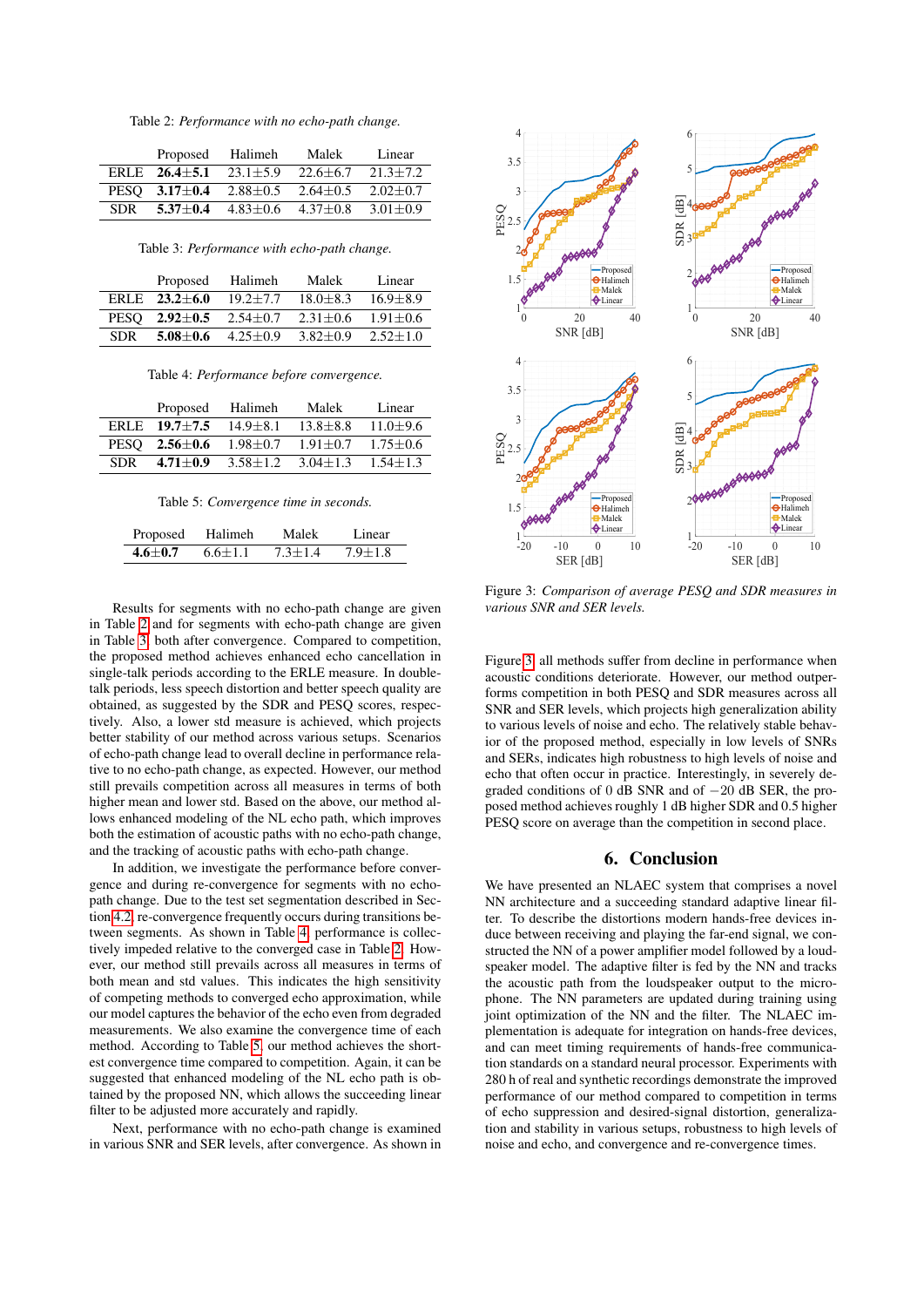Table 2: *Performance with no echo-path change.*

| | Proposed | Halimeh | Malek | Linear |
|---|---|---|---|---|
| ERLE | **26.4±5.1** | 23.1±5.9 | 22.6±6.7 | 21.3±7.2 |
| PESQ | **3.17±0.4** | 2.88±0.5 | 2.64±0.5 | 2.02±0.7 |
| SDR | **5.37±0.4** | 4.83±0.6 | 4.37±0.8 | 3.01±0.9 |

Table 3: *Performance with echo-path change.*

| | Proposed | Halimeh | Malek | Linear |
|---|---|---|---|---|
| ERLE | **23.2±6.0** | 19.2±7.7 | 18.0±8.3 | 16.9±8.9 |
| PESQ | **2.92±0.5** | 2.54±0.7 | 2.31±0.6 | 1.91±0.6 |
| SDR | **5.08±0.6** | 4.25±0.9 | 3.82±0.9 | 2.52±1.0 |

Table 4: *Performance before convergence.*

| | Proposed | Halimeh | Malek | Linear |
|---|---|---|---|---|
| ERLE | **19.7±7.5** | 14.9±8.1 | 13.8±8.8 | 11.0±9.6 |
| PESQ | **2.56±0.6** | 1.98±0.7 | 1.91±0.7 | 1.75±0.6 |
| SDR | **4.71±0.9** | 3.58±1.2 | 3.04±1.3 | 1.54±1.3 |

Table 5: *Convergence time in seconds.*

| Proposed | Halimeh | Malek | Linear |
|---|---|---|---|
| **4.6±0.7** | 6.6±1.1 | 7.3±1.4 | 7.9±1.8 |

Results for segments with no echo-path change are given in Table 2 and for segments with echo-path change are given in Table 3, both after convergence. Compared to competition, the proposed method achieves enhanced echo cancellation in single-talk periods according to the ERLE measure. In double-talk periods, less speech distortion and better speech quality are obtained, as suggested by the SDR and PESQ scores, respectively. Also, a lower std measure is achieved, which projects better stability of our method across various setups. Scenarios of echo-path change lead to overall decline in performance relative to no echo-path change, as expected. However, our method still prevails competition across all measures in terms of both higher mean and lower std. Based on the above, our method allows enhanced modeling of the NL echo path, which improves both the estimation of acoustic paths with no echo-path change, and the tracking of acoustic paths with echo-path change.

In addition, we investigate the performance before convergence and during re-convergence for segments with no echo-path change. Due to the test set segmentation described in Section 4.2, re-convergence frequently occurs during transitions between segments. As shown in Table 4, performance is collectively impeded relative to the converged case in Table 2. However, our method still prevails across all measures in terms of both mean and std values. This indicates the high sensitivity of competing methods to converged echo approximation, while our model captures the behavior of the echo even from degraded measurements. We also examine the convergence time of each method. According to Table 5, our method achieves the shortest convergence time compared to competition. Again, it can be suggested that enhanced modeling of the NL echo path is obtained by the proposed NN, which allows the succeeding linear filter to be adjusted more accurately and rapidly.

Next, performance with echo-path change is examined in various SNR and SER levels, after convergence. As shown in Figure 3, all methods suffer from decline in performance when acoustic conditions deteriorate. However, our method outperforms competition in both PESQ and SDR measures across all SNR and SER levels, which projects high generalization ability to various levels of noise and echo. The relatively stable behavior of the proposed method, especially in low levels of SNRs and SERs, indicates high robustness to high levels of noise and echo that often occur in practice. Interestingly, in severely degraded conditions of 0 dB SNR and of $-20$ dB SER, the proposed method achieves roughly 1 dB higher SDR and 0.5 higher PESQ score on average than the competition in second place.

Figure 3: *Comparison of average PESQ and SDR measures in various SNR and SER levels.*

## 6. Conclusion

We have presented an NLAEC system that comprises a novel NN architecture and a succeeding standard adaptive linear filter. To describe the distortions modern hands-free devices induce between receiving and playing the far-end signal, we constructed the NN of a power amplifier model followed by a loudspeaker model. The adaptive filter is fed by the NN and tracks the acoustic path from the loudspeaker output to the microphone. The NN parameters are updated during training using joint optimization of the NN and the filter. The NLAEC implementation is adequate for integration on hands-free devices, and can meet timing requirements of hands-free communication standards on a standard neural processor. Experiments with 280 h of real and synthetic recordings demonstrate the improved performance of our method compared to competition in terms of echo suppression and desired-signal distortion, generalization and stability in various setups, robustness to high levels of noise and echo, and convergence and re-convergence times.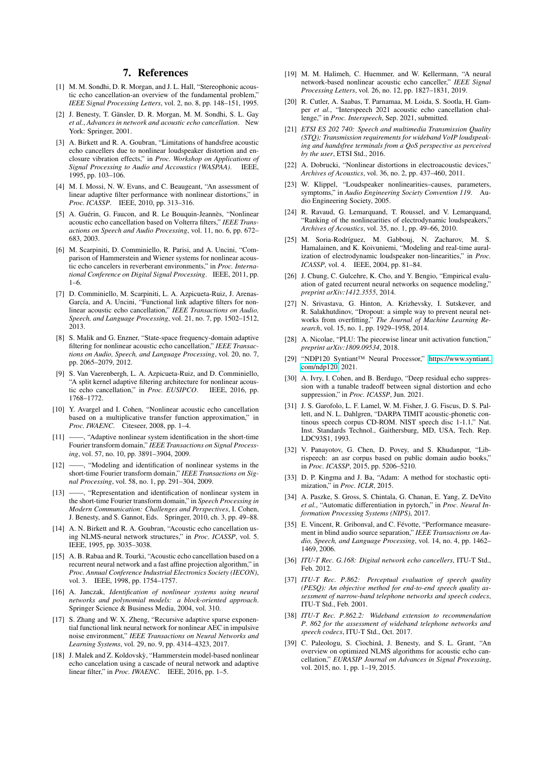## 7. References

[1] M. M. Sondhi, D. R. Morgan, and J. L. Hall, "Stereophonic acoustic echo cancellation-an overview of the fundamental problem," *IEEE Signal Processing Letters*, vol. 2, no. 8, pp. 148–151, 1995.

[2] J. Benesty, T. Gänsler, D. R. Morgan, M. M. Sondhi, S. L. Gay *et al.*, *Advances in network and acoustic echo cancellation*. New York: Springer, 2001.

[3] A. Birkett and R. A. Goubran, "Limitations of handsfree acoustic echo cancellers due to nonlinear loudspeaker distortion and enclosure vibration effects," in *Proc. Workshop on Applications of Signal Processing to Audio and Accoustics (WASPAA)*. IEEE, 1995, pp. 103–106.

[4] M. I. Mossi, N. W. Evans, and C. Beaugeant, "An assessment of linear adaptive filter performance with nonlinear distortions," in *Proc. ICASSP*. IEEE, 2010, pp. 313–316.

[5] A. Guérin, G. Faucon, and R. Le Bouquin-Jeannès, "Nonlinear acoustic echo cancellation based on Volterra filters," *IEEE Transactions on Speech and Audio Processing*, vol. 11, no. 6, pp. 672–683, 2003.

[6] M. Scarpiniti, D. Comminiello, R. Parisi, and A. Uncini, "Comparison of Hammerstein and Wiener systems for nonlinear acoustic echo cancelers in reverberant environments," in *Proc. International Conference on Digital Signal Processing*. IEEE, 2011, pp. 1–6.

[7] D. Comminiello, M. Scarpiniti, L. A. Azpicueta-Ruiz, J. Arenas-García, and A. Uncini, "Functional link adaptive filters for nonlinear acoustic echo cancellation," *IEEE Transactions on Audio, Speech, and Language Processing*, vol. 21, no. 7, pp. 1502–1512, 2013.

[8] S. Malik and G. Enzner, "State-space frequency-domain adaptive filtering for nonlinear acoustic echo cancellation," *IEEE Transactions on Audio, Speech, and Language Processing*, vol. 20, no. 7, pp. 2065–2079, 2012.

[9] S. Van Vaerenbergh, L. A. Azpicueta-Ruiz, and D. Comminiello, "A split kernel adaptive filtering architecture for nonlinear acoustic echo cancellation," in *Proc. EUSIPCO*. IEEE, 2016, pp. 1768–1772.

[10] Y. Avargel and I. Cohen, "Nonlinear acoustic echo cancellation based on a multiplicative transfer function approximation," in *Proc. IWAENC*. Citeseer, 2008, pp. 1–4.

[11] ——, "Adaptive nonlinear system identification in the short-time Fourier transform domain," *IEEE Transactions on Signal Processing*, vol. 57, no. 10, pp. 3891–3904, 2009.

[12] ——, "Modeling and identification of nonlinear systems in the short-time Fourier transform domain," *IEEE Transactions on Signal Processing*, vol. 58, no. 1, pp. 291–304, 2009.

[13] ——, "Representation and identification of nonlinear system in the short-time Fourier transform domain," in *Speech Processing in Modern Communication: Challenges and Perspectives*, I. Cohen, J. Benesty, and S. Gannot, Eds. Springer, 2010, ch. 3, pp. 49–88.

[14] A. N. Birkett and R. A. Goubran, "Acoustic echo cancellation using NLMS-neural network structures," in *Proc. ICASSP*, vol. 5. IEEE, 1995, pp. 3035–3038.

[15] A. B. Rabaa and R. Tourki, "Acoustic echo cancellation based on a recurrent neural network and a fast affine projection algorithm," in *Proc. Annual Conference Industrial Electronics Society (IECON)*, vol. 3. IEEE, 1998, pp. 1754–1757.

[16] A. Janczak, *Identification of nonlinear systems using neural networks and polynomial models: a block-oriented approach*. Springer Science & Business Media, 2004, vol. 310.

[17] S. Zhang and W. X. Zheng, "Recursive adaptive sparse exponential functional link neural network for nonlinear AEC in impulsive noise environment," *IEEE Transactions on Neural Networks and Learning Systems*, vol. 29, no. 9, pp. 4314–4323, 2017.

[18] J. Malek and Z. Koldovskỳ, "Hammerstein model-based nonlinear echo cancelation using a cascade of neural network and adaptive linear filter," in *Proc. IWAENC*. IEEE, 2016, pp. 1–5.

[19] M. M. Halimeh, C. Huemmer, and W. Kellermann, "A neural network-based nonlinear acoustic echo canceller," *IEEE Signal Processing Letters*, vol. 26, no. 12, pp. 1827–1831, 2019.

[20] R. Cutler, A. Saabas, T. Parnamaa, M. Loida, S. Sootla, H. Gamper *et al.*, "Interspeech 2021 acoustic echo cancellation challenge," in *Proc. Interspeech*, Sep. 2021, submitted.

[21] *ETSI ES 202 740: Speech and multimedia Transmission Quality (STQ); Transmission requirements for wideband VoIP loudspeaking and handsfree terminals from a QoS perspective as perceived by the user*, ETSI Std., 2016.

[22] A. Dobrucki, "Nonlinear distortions in electroacoustic devices," *Archives of Acoustics*, vol. 36, no. 2, pp. 437–460, 2011.

[23] W. Klippel, "Loudspeaker nonlinearities–causes, parameters, symptoms," in *Audio Engineering Society Convention 119*. Audio Engineering Society, 2005.

[24] R. Ravaud, G. Lemarquand, T. Roussel, and V. Lemarquand, "Ranking of the nonlinearities of electrodynamic loudspeakers," *Archives of Acoustics*, vol. 35, no. 1, pp. 49–66, 2010.

[25] M. Soria-Rodríguez, M. Gabbouj, N. Zacharov, M. S. Hamalainen, and K. Koivuniemi, "Modeling and real-time auralization of electrodynamic loudspeaker non-linearities," in *Proc. ICASSP*, vol. 4. IEEE, 2004, pp. 81–84.

[26] J. Chung, C. Gulcehre, K. Cho, and Y. Bengio, "Empirical evaluation of gated recurrent neural networks on sequence modeling," *preprint arXiv:1412.3555*, 2014.

[27] N. Srivastava, G. Hinton, A. Krizhevsky, I. Sutskever, and R. Salakhutdinov, "Dropout: a simple way to prevent neural networks from overfitting," *The Journal of Machine Learning Research*, vol. 15, no. 1, pp. 1929–1958, 2014.

[28] A. Nicolae, "PLU: The piecewise linear unit activation function," *preprint arXiv:1809.09534*, 2018.

[29] "NDP120 Syntiant™ Neural Processor," https://www.syntiant.com/ndp120, 2021.

[30] A. Ivry, I. Cohen, and B. Berdugo, "Deep residual echo suppression with a tunable tradeoff between signal distortion and echo suppression," in *Proc. ICASSP*, Jun. 2021.

[31] J. S. Garofolo, L. F. Lamel, W. M. Fisher, J. G. Fiscus, D. S. Pallett, and N. L. Dahlgren, "DARPA TIMIT acoustic-phonetic continous speech corpus CD-ROM. NIST speech disc 1-1.1," Nat. Inst. Standards Technol., Gaithersburg, MD, USA, Tech. Rep. LDC93S1, 1993.

[32] V. Panayotov, G. Chen, D. Povey, and S. Khudanpur, "Librispeech: an asr corpus based on public domain audio books," in *Proc. ICASSP*, 2015, pp. 5206–5210.

[33] D. P. Kingma and J. Ba, "Adam: A method for stochastic optimization," in *Proc. ICLR*, 2015.

[34] A. Paszke, S. Gross, S. Chintala, G. Chanan, E. Yang, Z. DeVito *et al.*, "Automatic differentiation in pytorch," in *Proc. Neural Information Processing Systems (NIPS)*, 2017.

[35] E. Vincent, R. Gribonval, and C. Févotte, "Performance measurement in blind audio source separation," *IEEE Transactions on Audio, Speech, and Language Processing*, vol. 14, no. 4, pp. 1462–1469, 2006.

[36] *ITU-T Rec. G.168: Digital network echo cancellers*, ITU-T Std., Feb. 2012.

[37] *ITU-T Rec. P.862: Perceptual evaluation of speech quality (PESQ): An objective method for end-to-end speech quality assessment of narrow-band telephone networks and speech codecs*, ITU-T Std., Feb. 2001.

[38] *ITU-T Rec. P.862.2: Wideband extension to recommendation P. 862 for the assessment of wideband telephone networks and speech codecs*, ITU-T Std., Oct. 2017.

[39] C. Paleologu, S. Ciochină, J. Benesty, and S. L. Grant, "An overview on optimized NLMS algorithms for acoustic echo cancellation," *EURASIP Journal on Advances in Signal Processing*, vol. 2015, no. 1, pp. 1–19, 2015.